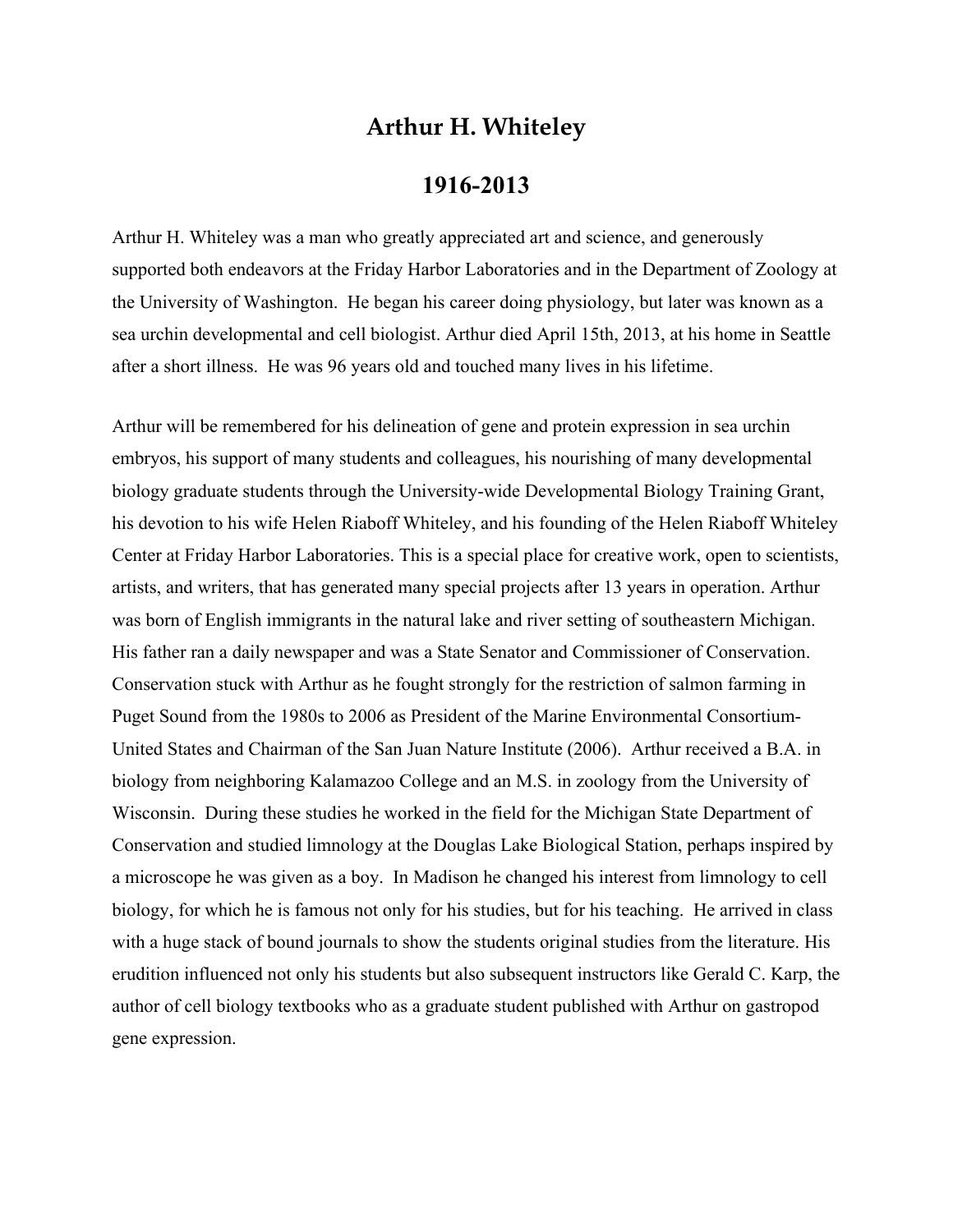# Arthur H. Whiteley

## 1916-2013

Arthur H. Whiteley was a man who greatly appreciated art and science, and generously supported both endeavors at the Friday Harbor Laboratories and in the Department of Zoology at the University of Washington. He began his career doing physiology, but later was known as a sea urchin developmental and cell biologist. Arthur died April 15th, 2013, at his home in Seattle after a short illness. He was 96 years old and touched many lives in his lifetime.

Arthur will be remembered for his delineation of gene and protein expression in sea urchin embryos, his support of many students and colleagues, his nourishing of many developmental biology graduate students through the University-wide Developmental Biology Training Grant, his devotion to his wife Helen Riaboff Whiteley, and his founding of the Helen Riaboff Whiteley Center at Friday Harbor Laboratories. This is a special place for creative work, open to scientists, artists, and writers, that has generated many special projects after 13 years in operation. Arthur was born of English immigrants in the natural lake and river setting of southeastern Michigan. His father ran a daily newspaper and was a State Senator and Commissioner of Conservation. Conservation stuck with Arthur as he fought strongly for the restriction of salmon farming in Puget Sound from the 1980s to 2006 as President of the Marine Environmental Consortium-United States and Chairman of the San Juan Nature Institute (2006). Arthur received a B.A. in biology from neighboring Kalamazoo College and an M.S. in zoology from the University of Wisconsin. During these studies he worked in the field for the Michigan State Department of Conservation and studied limnology at the Douglas Lake Biological Station, perhaps inspired by a microscope he was given as a boy. In Madison he changed his interest from limnology to cell biology, for which he is famous not only for his studies, but for his teaching. He arrived in class with a huge stack of bound journals to show the students original studies from the literature. His erudition influenced not only his students but also subsequent instructors like Gerald C. Karp, the author of cell biology textbooks who as a graduate student published with Arthur on gastropod gene expression.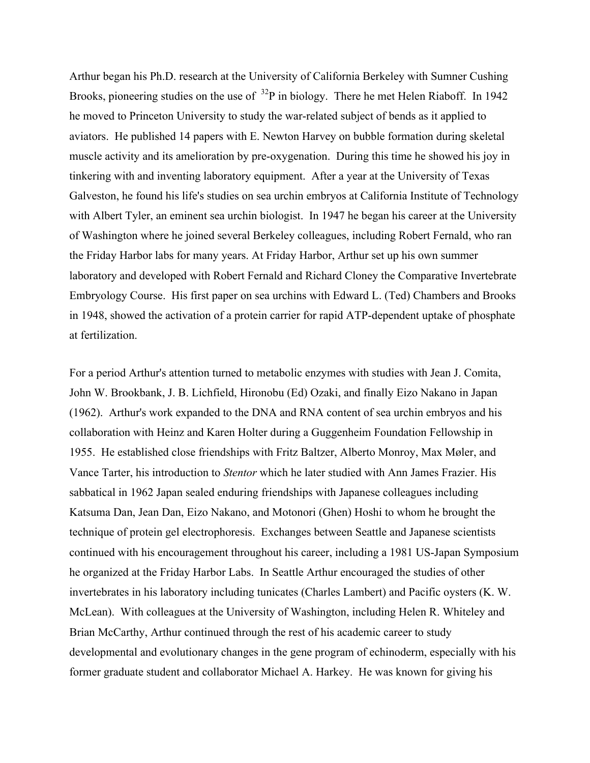Arthur began his Ph.D. research at the University of California Berkeley with Sumner Cushing Brooks, pioneering studies on the use of $^{32}P$ in biology. There he met Helen Riaboff. In 1942 he moved to Princeton University to study the war-related subject of bends as it applied to aviators. He published 14 papers with E. Newton Harvey on bubble formation during skeletal muscle activity and its amelioration by pre-oxygenation. During this time he showed his joy in tinkering with and inventing laboratory equipment. After a year at the University of Texas Galveston, he found his life's studies on sea urchin embryos at California Institute of Technology with Albert Tyler, an eminent sea urchin biologist. In 1947 he began his career at the University of Washington where he joined several Berkeley colleagues, including Robert Fernald, who ran the Friday Harbor labs for many years. At Friday Harbor, Arthur set up his own summer laboratory and developed with Robert Fernald and Richard Cloney the Comparative Invertebrate Embryology Course. His first paper on sea urchins with Edward L. (Ted) Chambers and Brooks in 1948, showed the activation of a protein carrier for rapid ATP-dependent uptake of phosphate at fertilization.

For a period Arthur's attention turned to metabolic enzymes with studies with Jean J. Comita, John W. Brookbank, J. B. Lichfield, Hironobu (Ed) Ozaki, and finally Eizo Nakano in Japan (1962). Arthur's work expanded to the DNA and RNA content of sea urchin embryos and his collaboration with Heinz and Karen Holter during a Guggenheim Foundation Fellowship in 1955. He established close friendships with Fritz Baltzer, Alberto Monroy, Max Møler, and Vance Tarter, his introduction to *Stentor* which he later studied with Ann James Frazier. His sabbatical in 1962 Japan sealed enduring friendships with Japanese colleagues including Katsuma Dan, Jean Dan, Eizo Nakano, and Motonori (Ghen) Hoshi to whom he brought the technique of protein gel electrophoresis. Exchanges between Seattle and Japanese scientists continued with his encouragement throughout his career, including a 1981 US-Japan Symposium he organized at the Friday Harbor Labs. In Seattle Arthur encouraged the studies of other invertebrates in his laboratory including tunicates (Charles Lambert) and Pacific oysters (K. W. McLean). With colleagues at the University of Washington, including Helen R. Whiteley and Brian McCarthy, Arthur continued through the rest of his academic career to study developmental and evolutionary changes in the gene program of echinoderm, especially with his former graduate student and collaborator Michael A. Harkey. He was known for giving his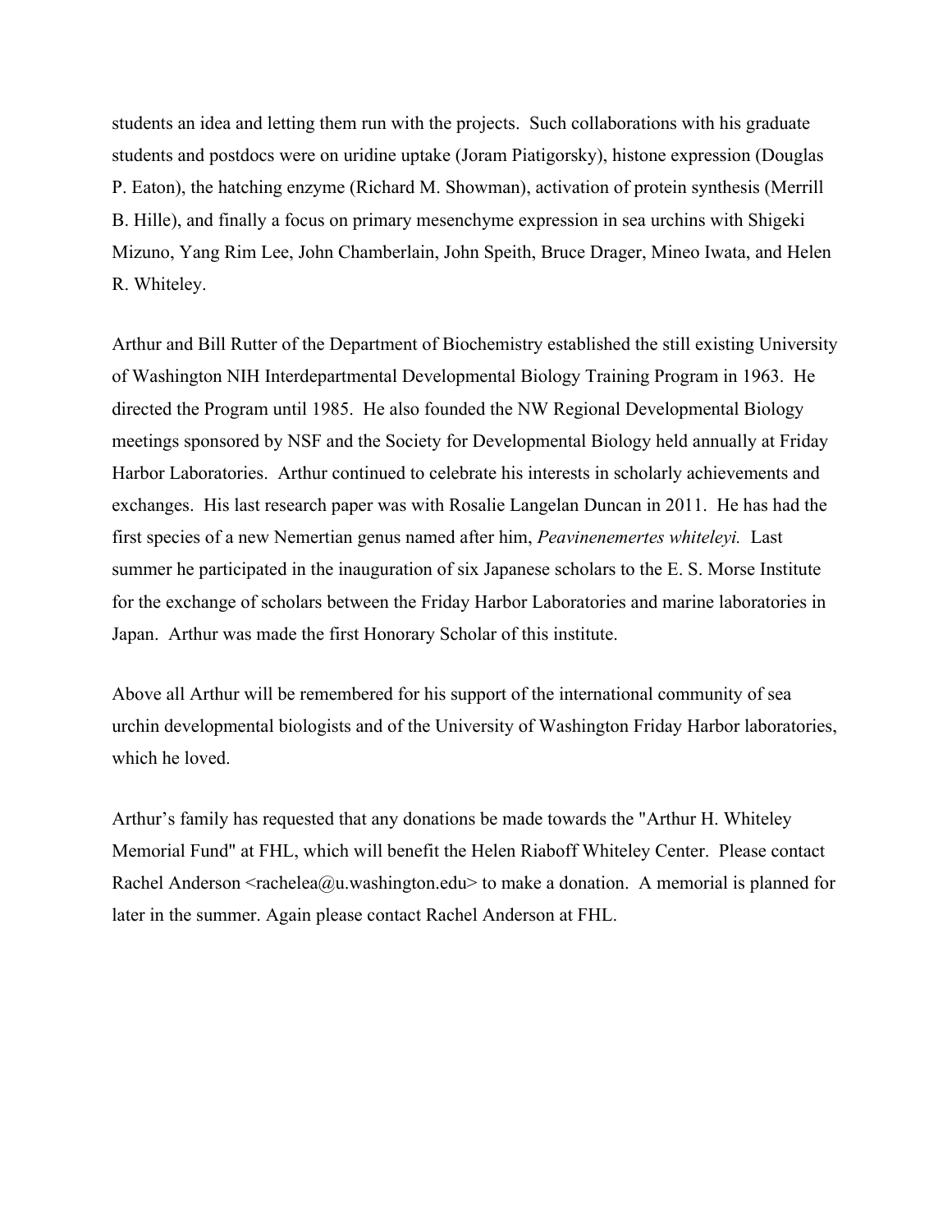students an idea and letting them run with the projects. Such collaborations with his graduate students and postdocs were on uridine uptake (Joram Piatigorsky), histone expression (Douglas P. Eaton), the hatching enzyme (Richard M. Showman), activation of protein synthesis (Merrill B. Hille), and finally a focus on primary mesenchyme expression in sea urchins with Shigeki Mizuno, Yang Rim Lee, John Chamberlain, John Speith, Bruce Drager, Mineo Iwata, and Helen R. Whiteley.

Arthur and Bill Rutter of the Department of Biochemistry established the still existing University of Washington NIH Interdepartmental Developmental Biology Training Program in 1963. He directed the Program until 1985. He also founded the NW Regional Developmental Biology meetings sponsored by NSF and the Society for Developmental Biology held annually at Friday Harbor Laboratories. Arthur continued to celebrate his interests in scholarly achievements and exchanges. His last research paper was with Rosalie Langelan Duncan in 2011. He has had the first species of a new Nemertian genus named after him, *Peavinenemertes whiteleyi.* Last summer he participated in the inauguration of six Japanese scholars to the E. S. Morse Institute for the exchange of scholars between the Friday Harbor Laboratories and marine laboratories in Japan. Arthur was made the first Honorary Scholar of this institute.

Above all Arthur will be remembered for his support of the international community of sea urchin developmental biologists and of the University of Washington Friday Harbor laboratories, which he loved.

Arthur's family has requested that any donations be made towards the "Arthur H. Whiteley Memorial Fund" at FHL, which will benefit the Helen Riaboff Whiteley Center. Please contact Rachel Anderson <rachelea@u.washington.edu> to make a donation. A memorial is planned for later in the summer. Again please contact Rachel Anderson at FHL.